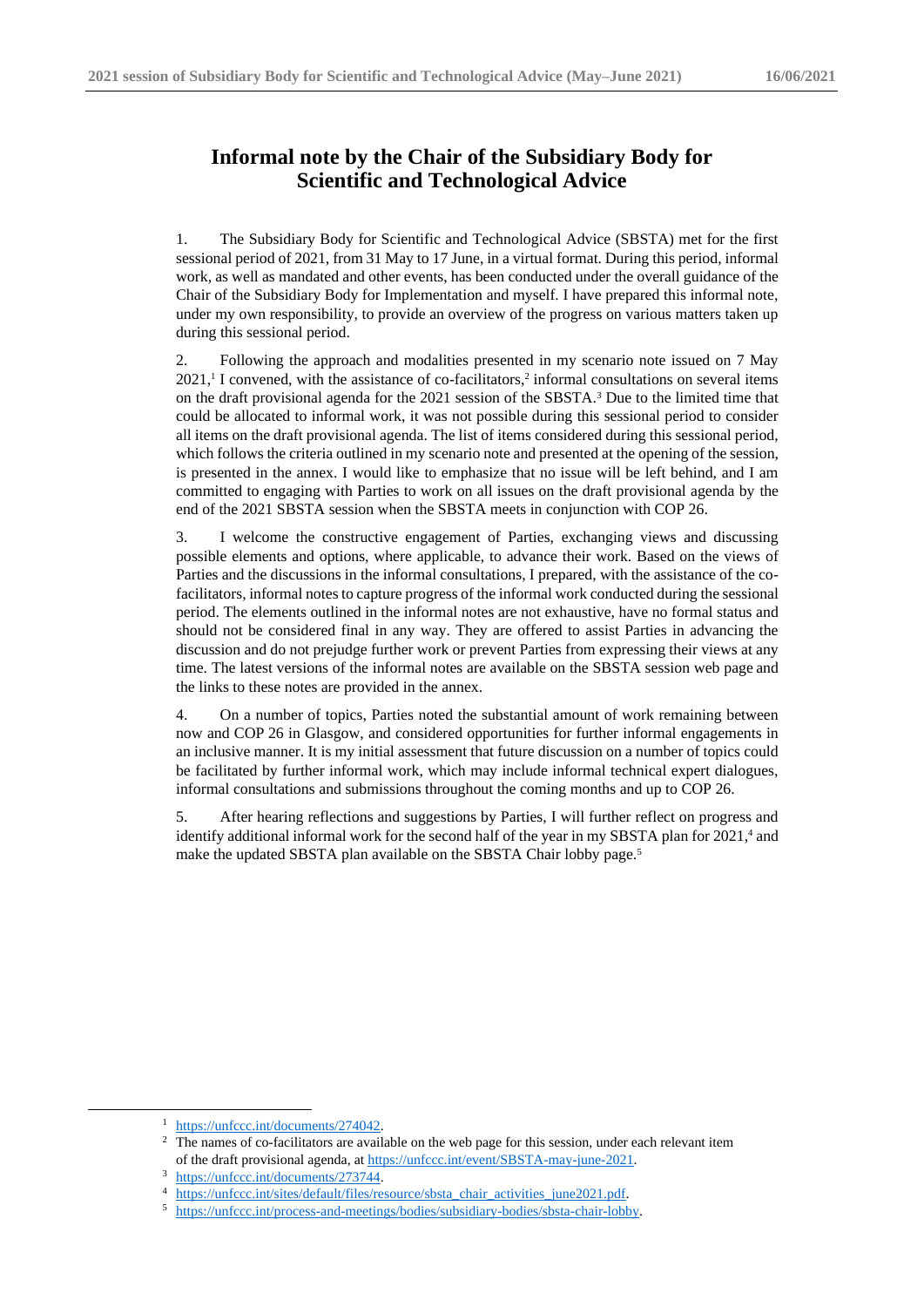# Informal note by the Chair of the Subsidiary Body for Scientific and Technological Advice

1. The Subsidiary Body for Scientific and Technological Advice (SBSTA) met for the first sessional period of 2021, from 31 May to 17 June, in a virtual format. During this period, informal work, as well as mandated and other events, has been conducted under the overall guidance of the Chair of the Subsidiary Body for Implementation and myself. I have prepared this informal note, under my own responsibility, to provide an overview of the progress on various matters taken up during this sessional period.

2. Following the approach and modalities presented in my scenario note issued on 7 May 2021,[1] I convened, with the assistance of co-facilitators,[2] informal consultations on several items on the draft provisional agenda for the 2021 session of the SBSTA.[3] Due to the limited time that could be allocated to informal work, it was not possible during this sessional period to consider all items on the draft provisional agenda. The list of items considered during this sessional period, which follows the criteria outlined in my scenario note and presented at the opening of the session, is presented in the annex. I would like to emphasize that no issue will be left behind, and I am committed to engaging with Parties to work on all issues on the draft provisional agenda by the end of the 2021 SBSTA session when the SBSTA meets in conjunction with COP 26.

3. I welcome the constructive engagement of Parties, exchanging views and discussing possible elements and options, where applicable, to advance their work. Based on the views of Parties and the discussions in the informal consultations, I prepared, with the assistance of the co-facilitators, informal notes to capture progress of the informal work conducted during the sessional period. The elements outlined in the informal notes are not exhaustive, have no formal status and should not be considered final in any way. They are offered to assist Parties in advancing the discussion and do not prejudge further work or prevent Parties from expressing their views at any time. The latest versions of the informal notes are available on the SBSTA session web page and the links to these notes are provided in the annex.

4. On a number of topics, Parties noted the substantial amount of work remaining between now and COP 26 in Glasgow, and considered opportunities for further informal engagements in an inclusive manner. It is my initial assessment that future discussion on a number of topics could be facilitated by further informal work, which may include informal technical expert dialogues, informal consultations and submissions throughout the coming months and up to COP 26.

5. After hearing reflections and suggestions by Parties, I will further reflect on progress and identify additional informal work for the second half of the year in my SBSTA plan for 2021,[4] and make the updated SBSTA plan available on the SBSTA Chair lobby page.[5]

---

[1] https://unfccc.int/documents/274042.

[2] The names of co-facilitators are available on the web page for this session, under each relevant item of the draft provisional agenda, at https://unfccc.int/event/SBSTA-may-june-2021.

[3] https://unfccc.int/documents/273744.

[4] https://unfccc.int/sites/default/files/resource/sbsta_chair_activities_june2021.pdf.

[5] https://unfccc.int/process-and-meetings/bodies/subsidiary-bodies/sbsta-chair-lobby.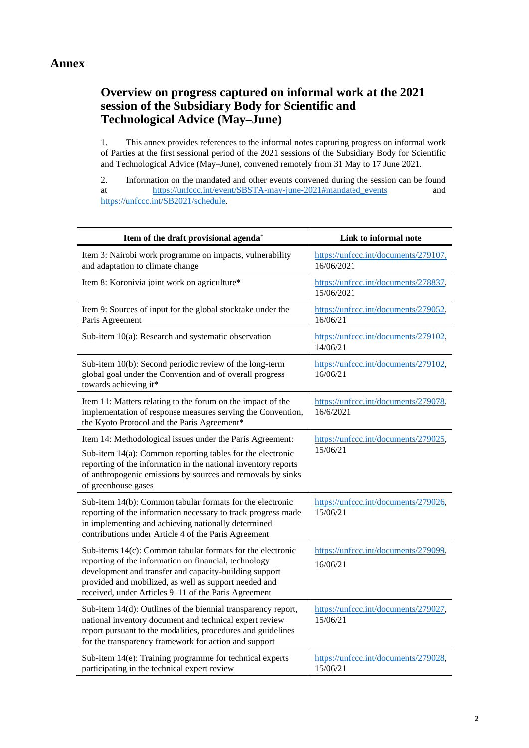# Annex

## Overview on progress captured on informal work at the 2021 session of the Subsidiary Body for Scientific and Technological Advice (May–June)

1. This annex provides references to the informal notes capturing progress on informal work of Parties at the first sessional period of the 2021 sessions of the Subsidiary Body for Scientific and Technological Advice (May–June), convened remotely from 31 May to 17 June 2021.

2. Information on the mandated and other events convened during the session can be found at https://unfccc.int/event/SBSTA-may-june-2021#mandated_events and https://unfccc.int/SB2021/schedule.

| Item of the draft provisional agenda[+] | Link to informal note |
|---|---|
| Item 3: Nairobi work programme on impacts, vulnerability and adaptation to climate change | https://unfccc.int/documents/279107, 16/06/2021 |
| Item 8: Koronivia joint work on agriculture* | https://unfccc.int/documents/278837, 15/06/2021 |
| Item 9: Sources of input for the global stocktake under the Paris Agreement | https://unfccc.int/documents/279052, 16/06/21 |
| Sub-item 10(a): Research and systematic observation | https://unfccc.int/documents/279102, 14/06/21 |
| Sub-item 10(b): Second periodic review of the long-term global goal under the Convention and of overall progress towards achieving it* | https://unfccc.int/documents/279102, 16/06/21 |
| Item 11: Matters relating to the forum on the impact of the implementation of response measures serving the Convention, the Kyoto Protocol and the Paris Agreement* | https://unfccc.int/documents/279078, 16/6/2021 |
| Item 14: Methodological issues under the Paris Agreement: Sub-item 14(a): Common reporting tables for the electronic reporting of the information in the national inventory reports of anthropogenic emissions by sources and removals by sinks of greenhouse gases | https://unfccc.int/documents/279025, 15/06/21 |
| Sub-item 14(b): Common tabular formats for the electronic reporting of the information necessary to track progress made in implementing and achieving nationally determined contributions under Article 4 of the Paris Agreement | https://unfccc.int/documents/279026, 15/06/21 |
| Sub-items 14(c): Common tabular formats for the electronic reporting of the information on financial, technology development and transfer and capacity-building support provided and mobilized, as well as support needed and received, under Articles 9–11 of the Paris Agreement | https://unfccc.int/documents/279099, 16/06/21 |
| Sub-item 14(d): Outlines of the biennial transparency report, national inventory document and technical expert review report pursuant to the modalities, procedures and guidelines for the transparency framework for action and support | https://unfccc.int/documents/279027, 15/06/21 |
| Sub-item 14(e): Training programme for technical experts participating in the technical expert review | https://unfccc.int/documents/279028, 15/06/21 |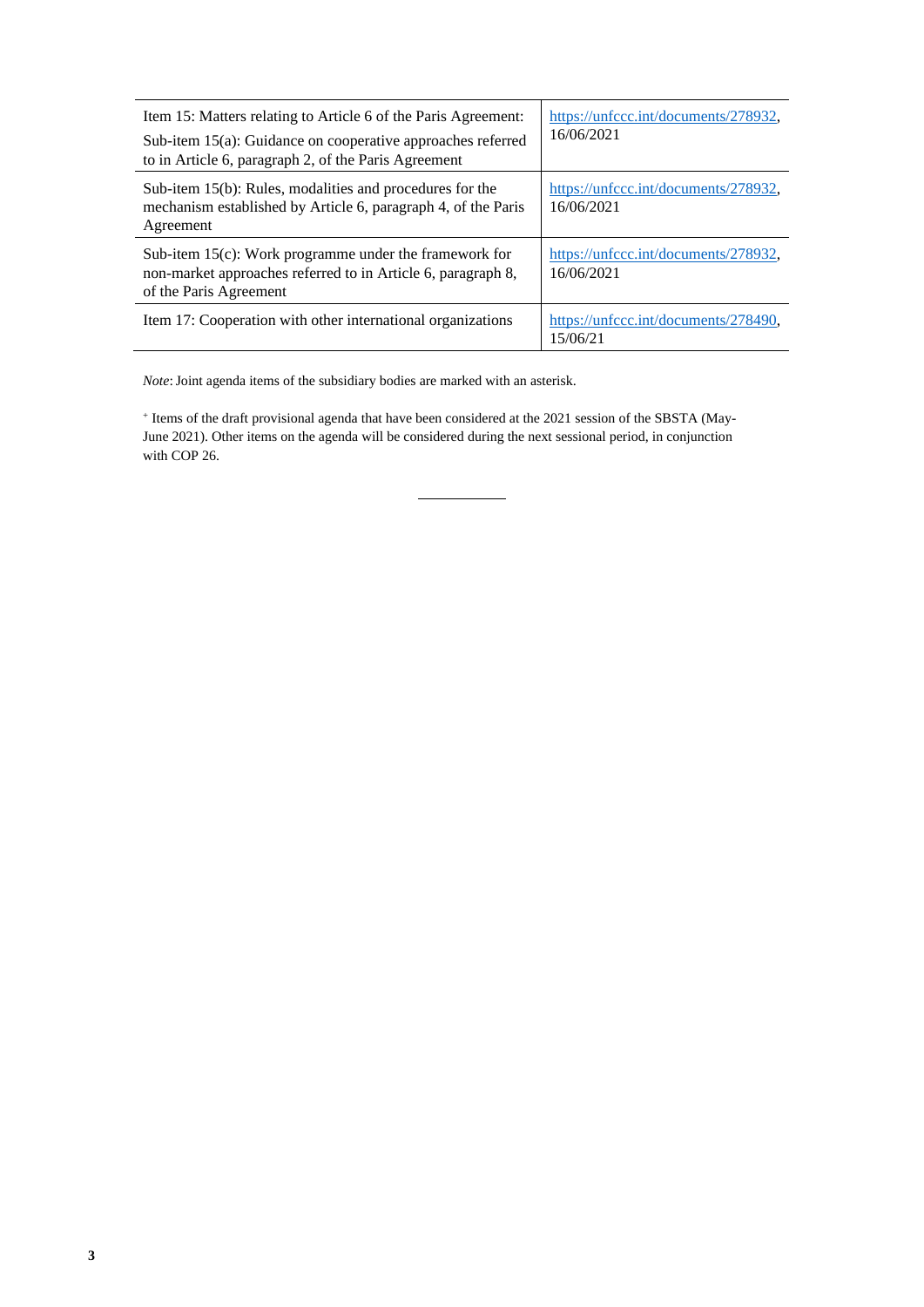| | |
|---|---|
| Item 15: Matters relating to Article 6 of the Paris Agreement:<br>Sub-item 15(a): Guidance on cooperative approaches referred to in Article 6, paragraph 2, of the Paris Agreement | https://unfccc.int/documents/278932, 16/06/2021 |
| Sub-item 15(b): Rules, modalities and procedures for the mechanism established by Article 6, paragraph 4, of the Paris Agreement | https://unfccc.int/documents/278932, 16/06/2021 |
| Sub-item 15(c): Work programme under the framework for non-market approaches referred to in Article 6, paragraph 8, of the Paris Agreement | https://unfccc.int/documents/278932, 16/06/2021 |
| Item 17: Cooperation with other international organizations | https://unfccc.int/documents/278490, 15/06/21 |

*Note*: Joint agenda items of the subsidiary bodies are marked with an asterisk.

[+] Items of the draft provisional agenda that have been considered at the 2021 session of the SBSTA (May-June 2021). Other items on the agenda will be considered during the next sessional period, in conjunction with COP 26.